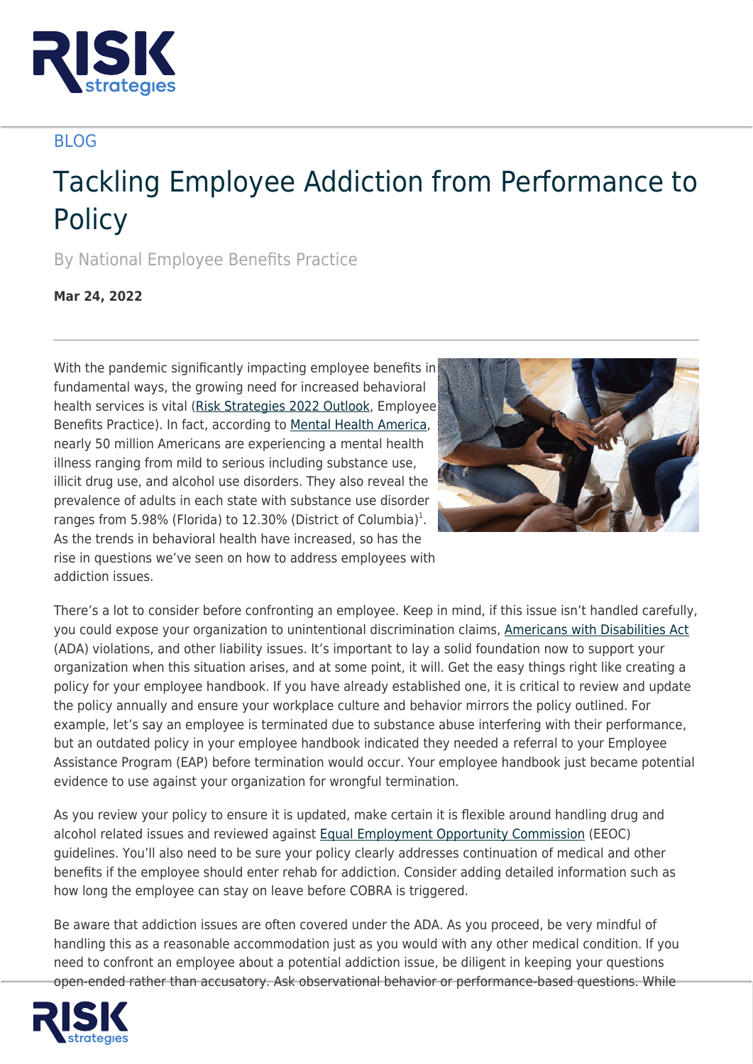BLOG

# Tackling Employee Addiction from Performance to Policy

By National Employee Benefits Practice

**Mar 24, 2022**

---

With the pandemic significantly impacting employee benefits in fundamental ways, the growing need for increased behavioral health services is vital (Risk Strategies 2022 Outlook, Employee Benefits Practice). In fact, according to Mental Health America, nearly 50 million Americans are experiencing a mental health illness ranging from mild to serious including substance use, illicit drug use, and alcohol use disorders. They also reveal the prevalence of adults in each state with substance use disorder ranges from 5.98% (Florida) to 12.30% (District of Columbia)[1]. As the trends in behavioral health have increased, so has the rise in questions we've seen on how to address employees with addiction issues.

There's a lot to consider before confronting an employee. Keep in mind, if this issue isn't handled carefully, you could expose your organization to unintentional discrimination claims, Americans with Disabilities Act (ADA) violations, and other liability issues. It's important to lay a solid foundation now to support your organization when this situation arises, and at some point, it will. Get the easy things right like creating a policy for your employee handbook. If you have already established one, it is critical to review and update the policy annually and ensure your workplace culture and behavior mirrors the policy outlined. For example, let's say an employee is terminated due to substance abuse interfering with their performance, but an outdated policy in your employee handbook indicated they needed a referral to your Employee Assistance Program (EAP) before termination would occur. Your employee handbook just became potential evidence to use against your organization for wrongful termination.

As you review your policy to ensure it is updated, make certain it is flexible around handling drug and alcohol related issues and reviewed against Equal Employment Opportunity Commission (EEOC) guidelines. You'll also need to be sure your policy clearly addresses continuation of medical and other benefits if the employee should enter rehab for addiction. Consider adding detailed information such as how long the employee can stay on leave before COBRA is triggered.

Be aware that addiction issues are often covered under the ADA. As you proceed, be very mindful of handling this as a reasonable accommodation just as you would with any other medical condition. If you need to confront an employee about a potential addiction issue, be diligent in keeping your questions open-ended rather than accusatory. Ask observational behavior or performance-based questions. While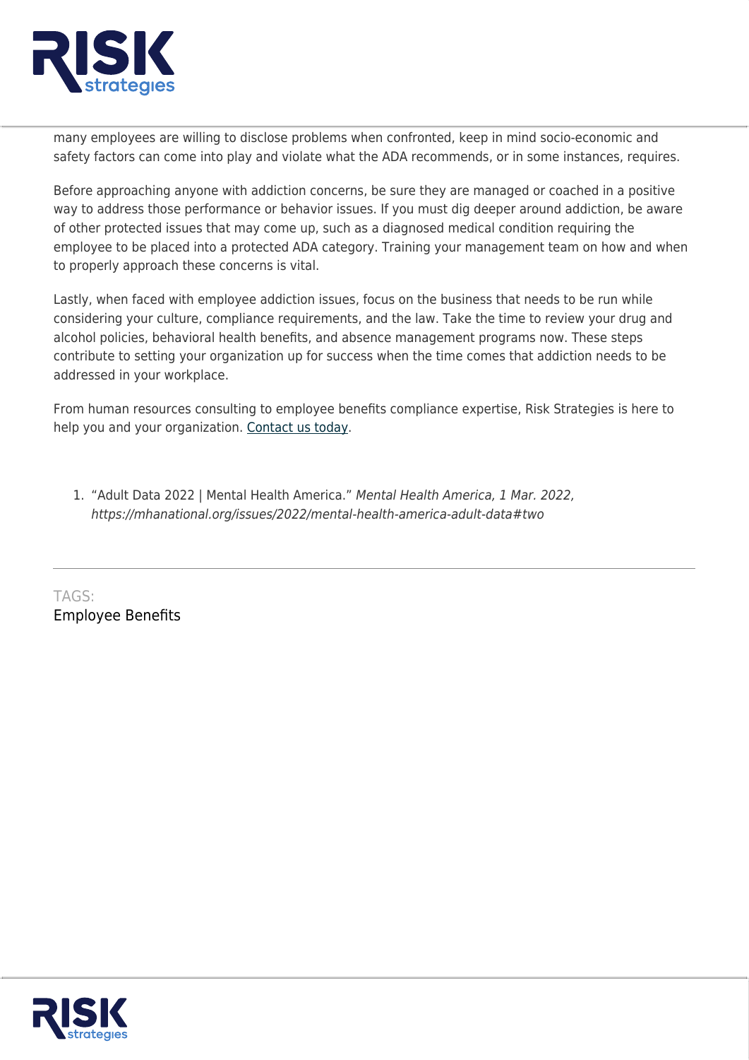many employees are willing to disclose problems when confronted, keep in mind socio-economic and safety factors can come into play and violate what the ADA recommends, or in some instances, requires.

Before approaching anyone with addiction concerns, be sure they are managed or coached in a positive way to address those performance or behavior issues. If you must dig deeper around addiction, be aware of other protected issues that may come up, such as a diagnosed medical condition requiring the employee to be placed into a protected ADA category. Training your management team on how and when to properly approach these concerns is vital.

Lastly, when faced with employee addiction issues, focus on the business that needs to be run while considering your culture, compliance requirements, and the law. Take the time to review your drug and alcohol policies, behavioral health benefits, and absence management programs now. These steps contribute to setting your organization up for success when the time comes that addiction needs to be addressed in your workplace.

From human resources consulting to employee benefits compliance expertise, Risk Strategies is here to help you and your organization. [Contact us today](#).

1. "Adult Data 2022 | Mental Health America." *Mental Health America, 1 Mar. 2022, https://mhanational.org/issues/2022/mental-health-america-adult-data#two*

---

TAGS:
Employee Benefits